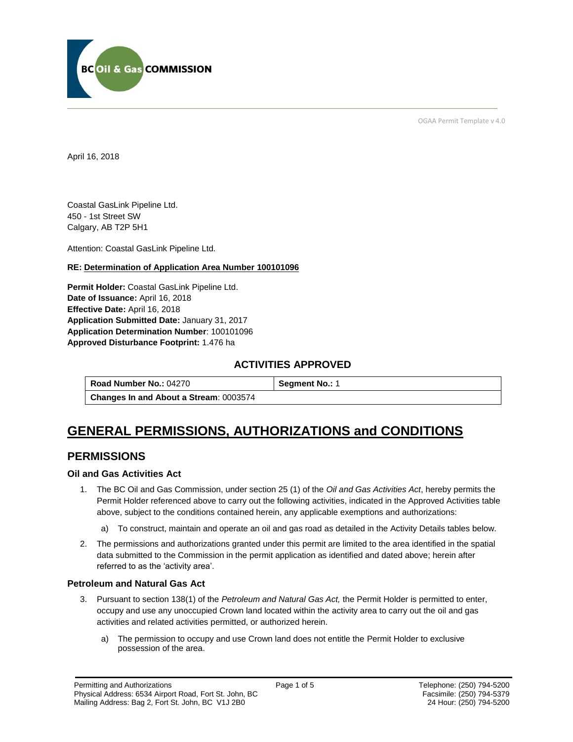OGAA Permit Template v 4.0

April 16, 2018

Coastal GasLink Pipeline Ltd.
450 - 1st Street SW
Calgary, AB T2P 5H1

Attention: Coastal GasLink Pipeline Ltd.

**RE: Determination of Application Area Number 100101096**

**Permit Holder:** Coastal GasLink Pipeline Ltd.
**Date of Issuance:** April 16, 2018
**Effective Date:** April 16, 2018
**Application Submitted Date:** January 31, 2017
**Application Determination Number**: 100101096
**Approved Disturbance Footprint:** 1.476 ha

### ACTIVITIES APPROVED

| **Road Number No.:** 04270 | **Segment No.:** 1 |
|---|---|
| **Changes In and About a Stream**: 0003574 | |

# GENERAL PERMISSIONS, AUTHORIZATIONS and CONDITIONS

## PERMISSIONS

### Oil and Gas Activities Act

1. The BC Oil and Gas Commission, under section 25 (1) of the *Oil and Gas Activities Act*, hereby permits the Permit Holder referenced above to carry out the following activities, indicated in the Approved Activities table above, subject to the conditions contained herein, any applicable exemptions and authorizations:
   a) To construct, maintain and operate an oil and gas road as detailed in the Activity Details tables below.
2. The permissions and authorizations granted under this permit are limited to the area identified in the spatial data submitted to the Commission in the permit application as identified and dated above; herein after referred to as the 'activity area'.

### Petroleum and Natural Gas Act

3. Pursuant to section 138(1) of the *Petroleum and Natural Gas Act,* the Permit Holder is permitted to enter, occupy and use any unoccupied Crown land located within the activity area to carry out the oil and gas activities and related activities permitted, or authorized herein.
   a) The permission to occupy and use Crown land does not entitle the Permit Holder to exclusive possession of the area.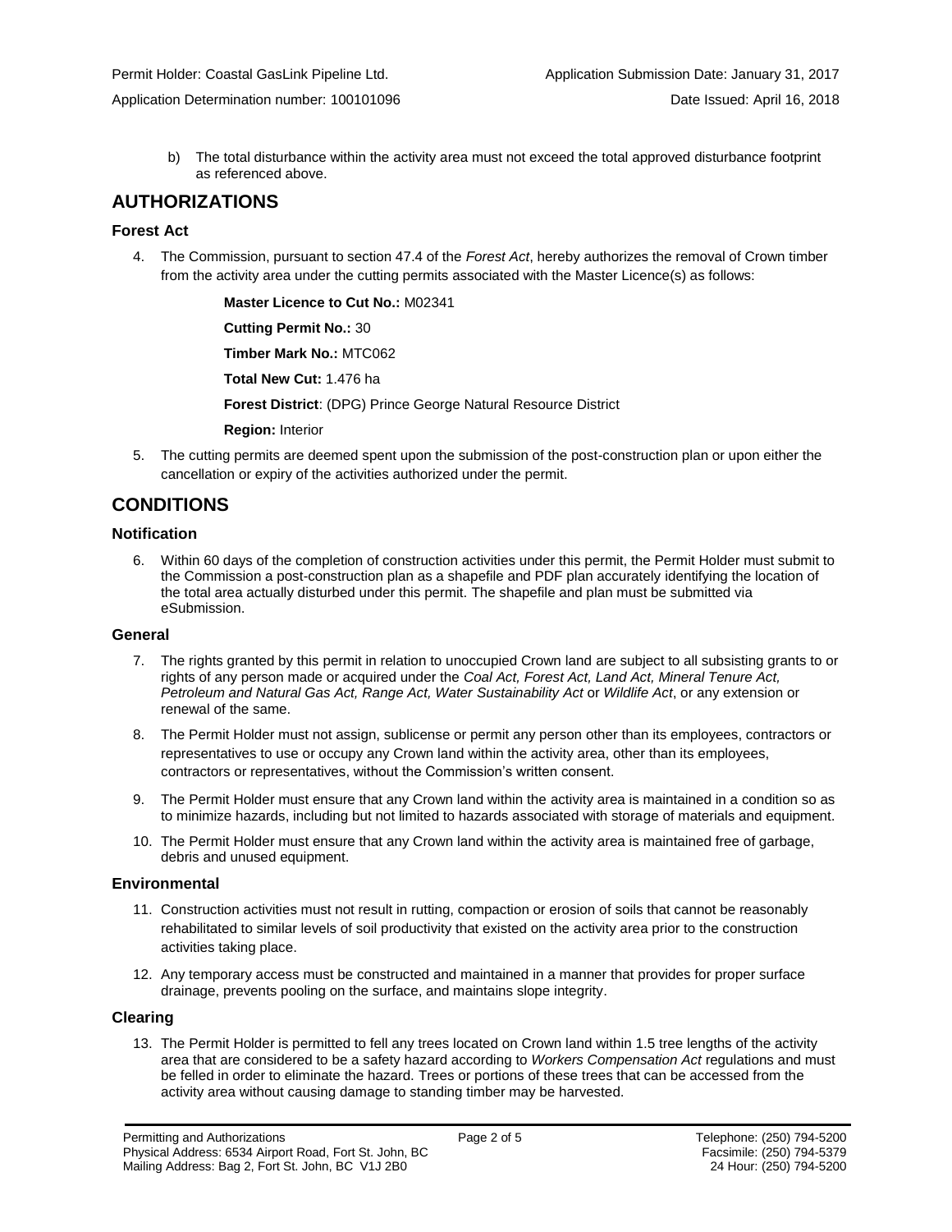b) The total disturbance within the activity area must not exceed the total approved disturbance footprint as referenced above.

## AUTHORIZATIONS

### Forest Act

4. The Commission, pursuant to section 47.4 of the *Forest Act*, hereby authorizes the removal of Crown timber from the activity area under the cutting permits associated with the Master Licence(s) as follows:

   **Master Licence to Cut No.:** M02341

   **Cutting Permit No.:** 30

   **Timber Mark No.:** MTC062

   **Total New Cut:** 1.476 ha

   **Forest District**: (DPG) Prince George Natural Resource District

   **Region:** Interior

5. The cutting permits are deemed spent upon the submission of the post-construction plan or upon either the cancellation or expiry of the activities authorized under the permit.

## CONDITIONS

### Notification

6. Within 60 days of the completion of construction activities under this permit, the Permit Holder must submit to the Commission a post-construction plan as a shapefile and PDF plan accurately identifying the location of the total area actually disturbed under this permit. The shapefile and plan must be submitted via eSubmission.

### General

7. The rights granted by this permit in relation to unoccupied Crown land are subject to all subsisting grants to or rights of any person made or acquired under the *Coal Act, Forest Act, Land Act, Mineral Tenure Act, Petroleum and Natural Gas Act, Range Act, Water Sustainability Act* or *Wildlife Act*, or any extension or renewal of the same.
8. The Permit Holder must not assign, sublicense or permit any person other than its employees, contractors or representatives to use or occupy any Crown land within the activity area, other than its employees, contractors or representatives, without the Commission's written consent.
9. The Permit Holder must ensure that any Crown land within the activity area is maintained in a condition so as to minimize hazards, including but not limited to hazards associated with storage of materials and equipment.
10. The Permit Holder must ensure that any Crown land within the activity area is maintained free of garbage, debris and unused equipment.

### Environmental

11. Construction activities must not result in rutting, compaction or erosion of soils that cannot be reasonably rehabilitated to similar levels of soil productivity that existed on the activity area prior to the construction activities taking place.
12. Any temporary access must be constructed and maintained in a manner that provides for proper surface drainage, prevents pooling on the surface, and maintains slope integrity.

### Clearing

13. The Permit Holder is permitted to fell any trees located on Crown land within 1.5 tree lengths of the activity area that are considered to be a safety hazard according to *Workers Compensation Act* regulations and must be felled in order to eliminate the hazard. Trees or portions of these trees that can be accessed from the activity area without causing damage to standing timber may be harvested.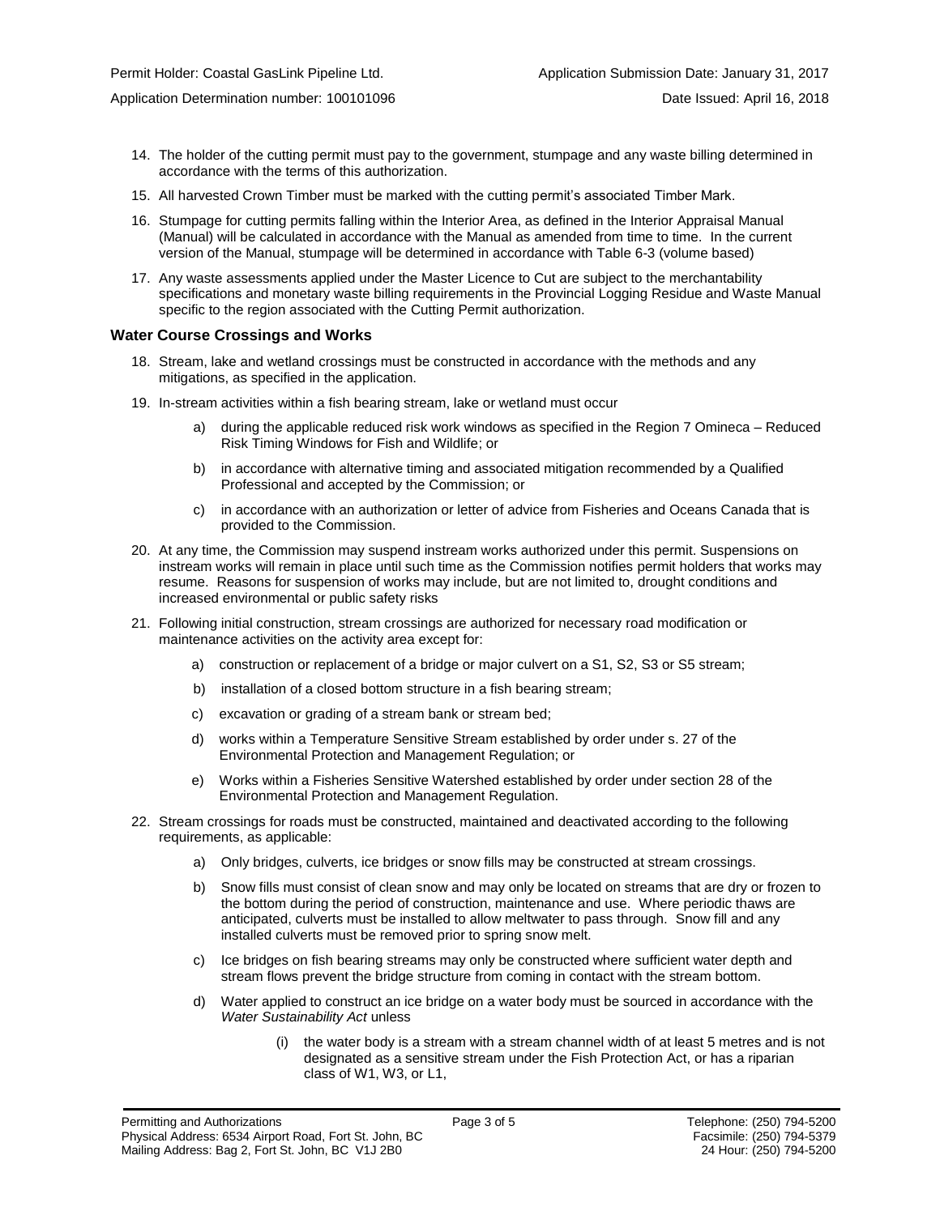14. The holder of the cutting permit must pay to the government, stumpage and any waste billing determined in accordance with the terms of this authorization.

15. All harvested Crown Timber must be marked with the cutting permit's associated Timber Mark.

16. Stumpage for cutting permits falling within the Interior Area, as defined in the Interior Appraisal Manual (Manual) will be calculated in accordance with the Manual as amended from time to time. In the current version of the Manual, stumpage will be determined in accordance with Table 6-3 (volume based)

17. Any waste assessments applied under the Master Licence to Cut are subject to the merchantability specifications and monetary waste billing requirements in the Provincial Logging Residue and Waste Manual specific to the region associated with the Cutting Permit authorization.

### Water Course Crossings and Works

18. Stream, lake and wetland crossings must be constructed in accordance with the methods and any mitigations, as specified in the application.

19. In-stream activities within a fish bearing stream, lake or wetland must occur
    a) during the applicable reduced risk work windows as specified in the Region 7 Omineca – Reduced Risk Timing Windows for Fish and Wildlife; or
    b) in accordance with alternative timing and associated mitigation recommended by a Qualified Professional and accepted by the Commission; or
    c) in accordance with an authorization or letter of advice from Fisheries and Oceans Canada that is provided to the Commission.

20. At any time, the Commission may suspend instream works authorized under this permit. Suspensions on instream works will remain in place until such time as the Commission notifies permit holders that works may resume. Reasons for suspension of works may include, but are not limited to, drought conditions and increased environmental or public safety risks

21. Following initial construction, stream crossings are authorized for necessary road modification or maintenance activities on the activity area except for:
    a) construction or replacement of a bridge or major culvert on a S1, S2, S3 or S5 stream;
    b) installation of a closed bottom structure in a fish bearing stream;
    c) excavation or grading of a stream bank or stream bed;
    d) works within a Temperature Sensitive Stream established by order under s. 27 of the Environmental Protection and Management Regulation; or
    e) Works within a Fisheries Sensitive Watershed established by order under section 28 of the Environmental Protection and Management Regulation.

22. Stream crossings for roads must be constructed, maintained and deactivated according to the following requirements, as applicable:
    a) Only bridges, culverts, ice bridges or snow fills may be constructed at stream crossings.
    b) Snow fills must consist of clean snow and may only be located on streams that are dry or frozen to the bottom during the period of construction, maintenance and use. Where periodic thaws are anticipated, culverts must be installed to allow meltwater to pass through. Snow fill and any installed culverts must be removed prior to spring snow melt.
    c) Ice bridges on fish bearing streams may only be constructed where sufficient water depth and stream flows prevent the bridge structure from coming in contact with the stream bottom.
    d) Water applied to construct an ice bridge on a water body must be sourced in accordance with the *Water Sustainability Act* unless
        (i) the water body is a stream with a stream channel width of at least 5 metres and is not designated as a sensitive stream under the Fish Protection Act, or has a riparian class of W1, W3, or L1,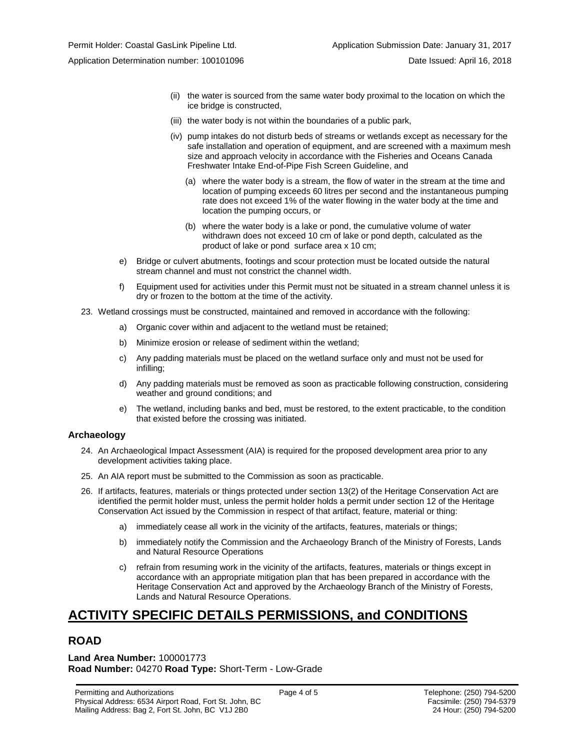(ii) the water is sourced from the same water body proximal to the location on which the ice bridge is constructed,

(iii) the water body is not within the boundaries of a public park,

(iv) pump intakes do not disturb beds of streams or wetlands except as necessary for the safe installation and operation of equipment, and are screened with a maximum mesh size and approach velocity in accordance with the Fisheries and Oceans Canada Freshwater Intake End-of-Pipe Fish Screen Guideline, and

(a) where the water body is a stream, the flow of water in the stream at the time and location of pumping exceeds 60 litres per second and the instantaneous pumping rate does not exceed 1% of the water flowing in the water body at the time and location the pumping occurs, or

(b) where the water body is a lake or pond, the cumulative volume of water withdrawn does not exceed 10 cm of lake or pond depth, calculated as the product of lake or pond surface area x 10 cm;

e) Bridge or culvert abutments, footings and scour protection must be located outside the natural stream channel and must not constrict the channel width.

f) Equipment used for activities under this Permit must not be situated in a stream channel unless it is dry or frozen to the bottom at the time of the activity.

23. Wetland crossings must be constructed, maintained and removed in accordance with the following:

a) Organic cover within and adjacent to the wetland must be retained;

b) Minimize erosion or release of sediment within the wetland;

c) Any padding materials must be placed on the wetland surface only and must not be used for infilling;

d) Any padding materials must be removed as soon as practicable following construction, considering weather and ground conditions; and

e) The wetland, including banks and bed, must be restored, to the extent practicable, to the condition that existed before the crossing was initiated.

### Archaeology

24. An Archaeological Impact Assessment (AIA) is required for the proposed development area prior to any development activities taking place.

25. An AIA report must be submitted to the Commission as soon as practicable.

26. If artifacts, features, materials or things protected under section 13(2) of the Heritage Conservation Act are identified the permit holder must, unless the permit holder holds a permit under section 12 of the Heritage Conservation Act issued by the Commission in respect of that artifact, feature, material or thing:

a) immediately cease all work in the vicinity of the artifacts, features, materials or things;

b) immediately notify the Commission and the Archaeology Branch of the Ministry of Forests, Lands and Natural Resource Operations

c) refrain from resuming work in the vicinity of the artifacts, features, materials or things except in accordance with an appropriate mitigation plan that has been prepared in accordance with the Heritage Conservation Act and approved by the Archaeology Branch of the Ministry of Forests, Lands and Natural Resource Operations.

# ACTIVITY SPECIFIC DETAILS PERMISSIONS, and CONDITIONS

## ROAD

**Land Area Number:** 100001773
**Road Number:** 04270 **Road Type:** Short-Term - Low-Grade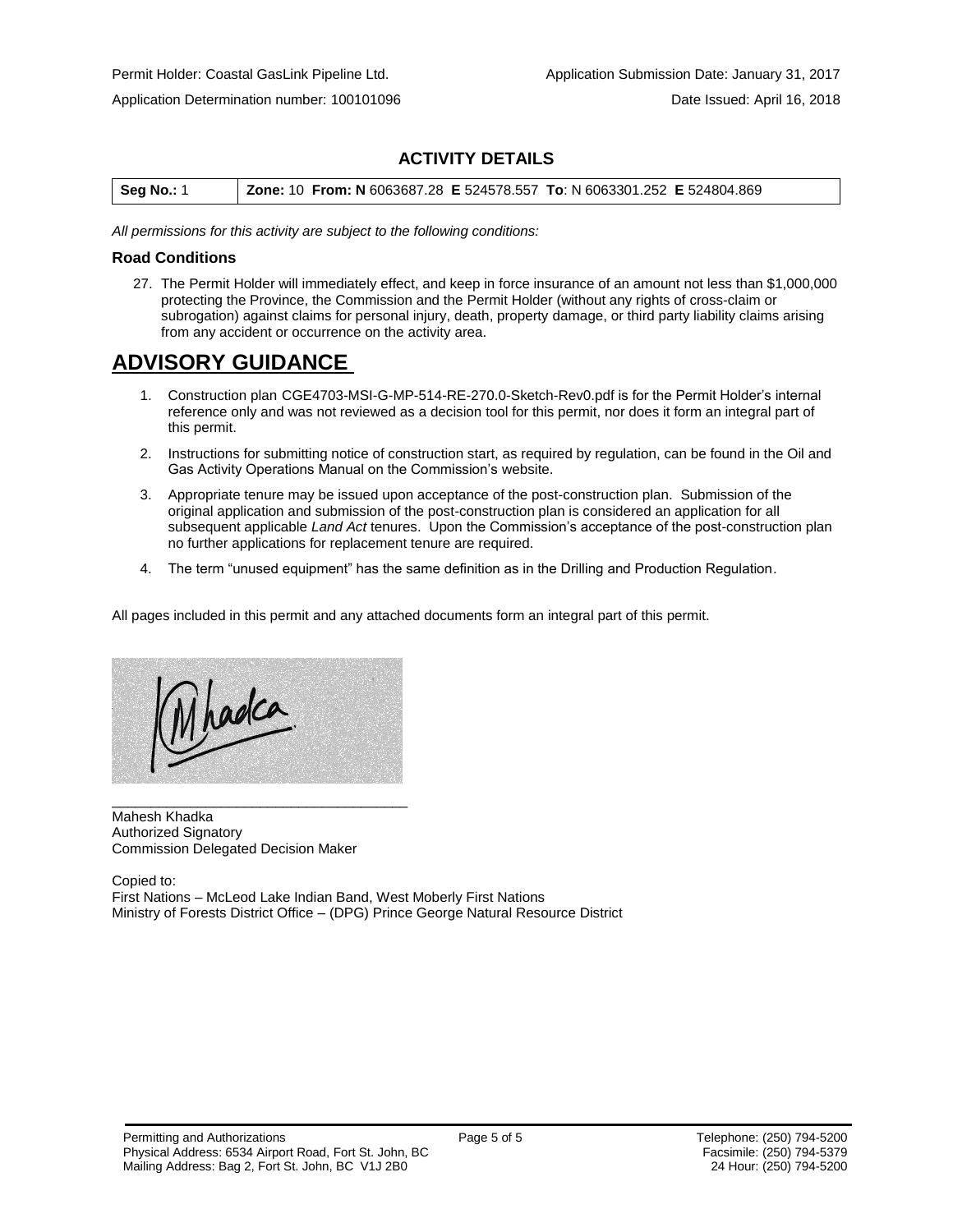Permit Holder: Coastal GasLink Pipeline Ltd.

Application Submission Date: January 31, 2017

Application Determination number: 100101096

Date Issued: April 16, 2018

### ACTIVITY DETAILS

| | |
|---|---|
| **Seg No.:** 1 | **Zone:** 10 **From: N** 6063687.28 **E** 524578.557 **To**: N 6063301.252 **E** 524804.869 |

*All permissions for this activity are subject to the following conditions:*

#### Road Conditions

27. The Permit Holder will immediately effect, and keep in force insurance of an amount not less than $1,000,000 protecting the Province, the Commission and the Permit Holder (without any rights of cross-claim or subrogation) against claims for personal injury, death, property damage, or third party liability claims arising from any accident or occurrence on the activity area.

## ADVISORY GUIDANCE

1. Construction plan CGE4703-MSI-G-MP-514-RE-270.0-Sketch-Rev0.pdf is for the Permit Holder's internal reference only and was not reviewed as a decision tool for this permit, nor does it form an integral part of this permit.
2. Instructions for submitting notice of construction start, as required by regulation, can be found in the Oil and Gas Activity Operations Manual on the Commission's website.
3. Appropriate tenure may be issued upon acceptance of the post-construction plan. Submission of the original application and submission of the post-construction plan is considered an application for all subsequent applicable *Land Act* tenures. Upon the Commission's acceptance of the post-construction plan no further applications for replacement tenure are required.
4. The term "unused equipment" has the same definition as in the Drilling and Production Regulation.

All pages included in this permit and any attached documents form an integral part of this permit.

______________________________________

Mahesh Khadka
Authorized Signatory
Commission Delegated Decision Maker

Copied to:
First Nations – McLeod Lake Indian Band, West Moberly First Nations
Ministry of Forests District Office – (DPG) Prince George Natural Resource District